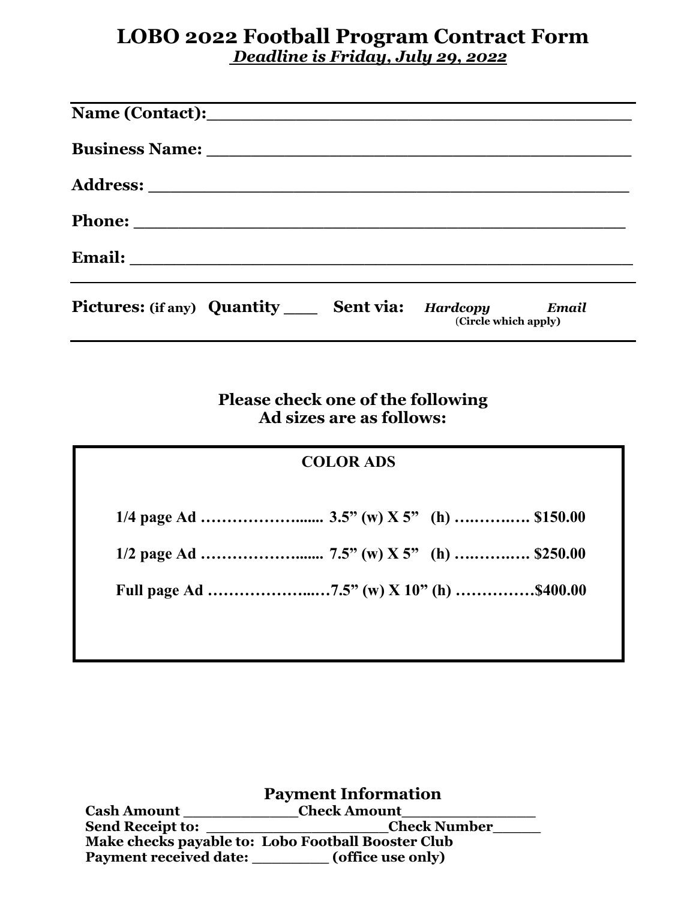# LOBO 2022 Football Program Contract Form

***Deadline is Friday, July 29, 2022***

---

**Name (Contact):**\_\_\_\_\_\_\_\_\_\_\_\_\_\_\_\_\_\_\_\_\_\_\_\_\_\_\_\_\_\_\_\_\_\_\_\_\_\_\_\_

**Business Name:** \_\_\_\_\_\_\_\_\_\_\_\_\_\_\_\_\_\_\_\_\_\_\_\_\_\_\_\_\_\_\_\_\_\_\_\_\_\_\_\_

**Address:** \_\_\_\_\_\_\_\_\_\_\_\_\_\_\_\_\_\_\_\_\_\_\_\_\_\_\_\_\_\_\_\_\_\_\_\_\_\_\_\_\_\_\_\_\_\_

**Phone:** \_\_\_\_\_\_\_\_\_\_\_\_\_\_\_\_\_\_\_\_\_\_\_\_\_\_\_\_\_\_\_\_\_\_\_\_\_\_\_\_\_\_\_\_\_\_\_

**Email:** \_\_\_\_\_\_\_\_\_\_\_\_\_\_\_\_\_\_\_\_\_\_\_\_\_\_\_\_\_\_\_\_\_\_\_\_\_\_\_\_\_\_\_\_\_\_\_\_

---

**Pictures:** **(if any)** **Quantity** \_\_\_ **Sent via:** ***Hardcopy*** ***Email***
**(Circle which apply)**

---

**Please check one of the following**
**Ad sizes are as follows:**

**COLOR ADS**

**1/4 page Ad ……………….…... 3.5" (w) X 5" (h) ….………. $150.00**

**1/2 page Ad ……………….…... 7.5" (w) X 5" (h) ….………. $250.00**

**Full page Ad ………………..…7.5" (w) X 10" (h) ……………$400.00**

## Payment Information

**Cash Amount** \_\_\_\_\_\_\_\_\_\_\_\_\_**Check Amount**\_\_\_\_\_\_\_\_\_\_\_\_\_\_\_\_
**Send Receipt to:** \_\_\_\_\_\_\_\_\_\_\_\_\_\_\_\_\_\_\_\_\_\_**Check Number**\_\_\_\_\_\_
**Make checks payable to: Lobo Football Booster Club**
**Payment received date:** \_\_\_\_\_\_\_\_\_ **(office use only)**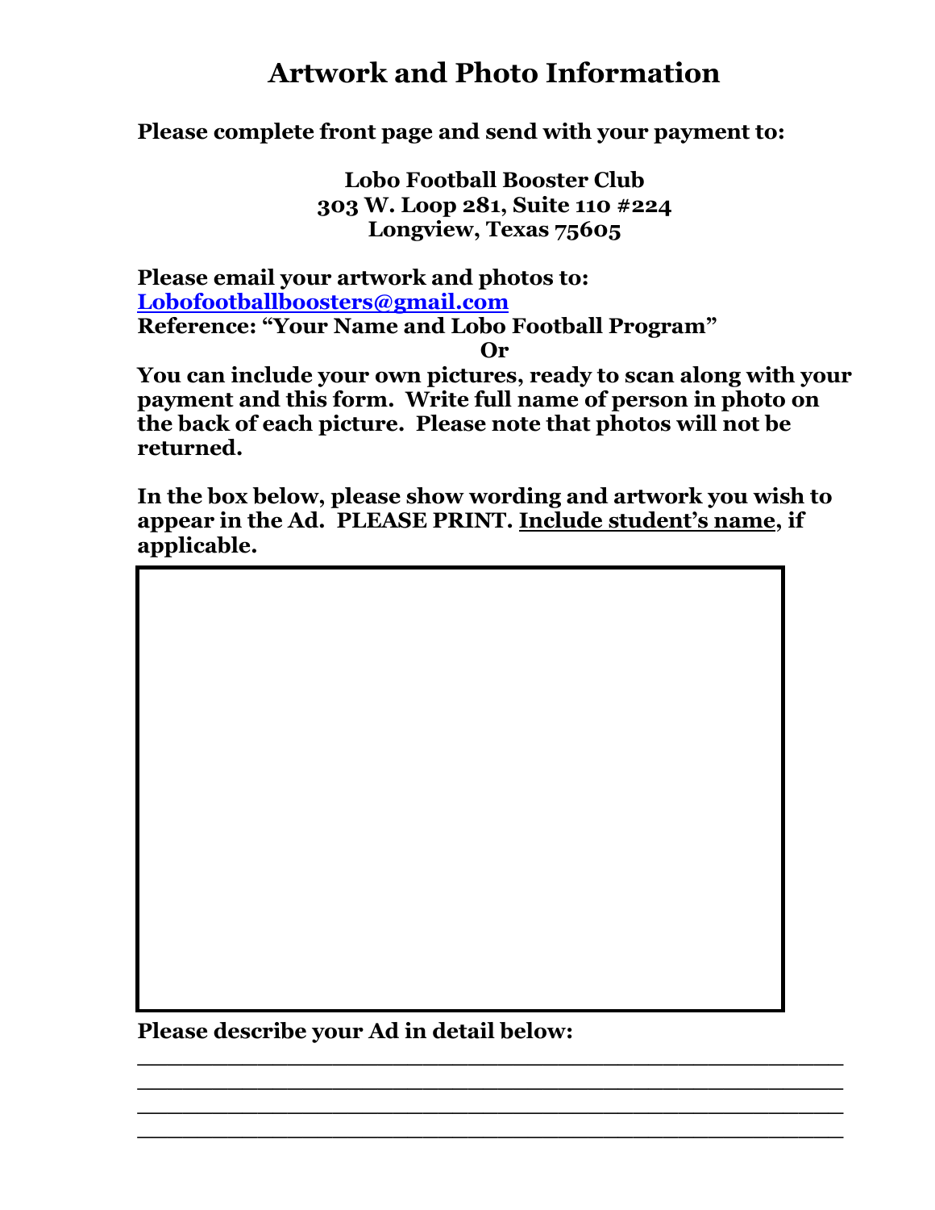# Artwork and Photo Information

**Please complete front page and send with your payment to:**

**Lobo Football Booster Club**
**303 W. Loop 281, Suite 110 #224**
**Longview, Texas 75605**

**Please email your artwork and photos to:**
**Lobofootballboosters@gmail.com**
**Reference: "Your Name and Lobo Football Program"**

**Or**

**You can include your own pictures, ready to scan along with your payment and this form. Write full name of person in photo on the back of each picture. Please note that photos will not be returned.**

**In the box below, please show wording and artwork you wish to appear in the Ad. PLEASE PRINT. Include student's name, if applicable.**

**Please describe your Ad in detail below:**

\_\_\_\_\_\_\_\_\_\_\_\_\_\_\_\_\_\_\_\_\_\_\_\_\_\_\_\_\_\_\_\_\_\_\_\_\_\_\_\_\_\_\_\_\_\_\_\_
\_\_\_\_\_\_\_\_\_\_\_\_\_\_\_\_\_\_\_\_\_\_\_\_\_\_\_\_\_\_\_\_\_\_\_\_\_\_\_\_\_\_\_\_\_\_\_\_
\_\_\_\_\_\_\_\_\_\_\_\_\_\_\_\_\_\_\_\_\_\_\_\_\_\_\_\_\_\_\_\_\_\_\_\_\_\_\_\_\_\_\_\_\_\_\_\_
\_\_\_\_\_\_\_\_\_\_\_\_\_\_\_\_\_\_\_\_\_\_\_\_\_\_\_\_\_\_\_\_\_\_\_\_\_\_\_\_\_\_\_\_\_\_\_\_